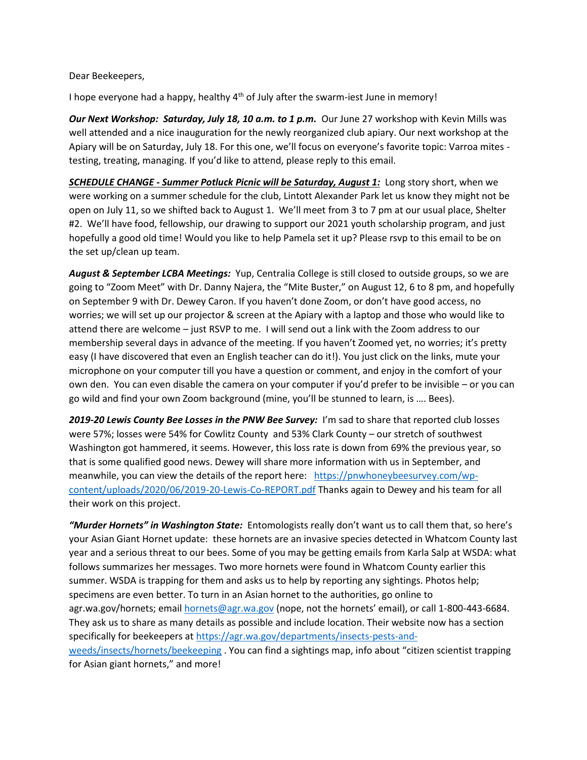Dear Beekeepers,

I hope everyone had a happy, healthy 4th of July after the swarm-iest June in memory!

***Our Next Workshop: Saturday, July 18, 10 a.m. to 1 p.m.*** Our June 27 workshop with Kevin Mills was well attended and a nice inauguration for the newly reorganized club apiary. Our next workshop at the Apiary will be on Saturday, July 18. For this one, we'll focus on everyone's favorite topic: Varroa mites - testing, treating, managing. If you'd like to attend, please reply to this email.

***<u>SCHEDULE CHANGE - Summer Potluck Picnic will be Saturday, August 1:</u>*** Long story short, when we were working on a summer schedule for the club, Lintott Alexander Park let us know they might not be open on July 11, so we shifted back to August 1. We'll meet from 3 to 7 pm at our usual place, Shelter #2. We'll have food, fellowship, our drawing to support our 2021 youth scholarship program, and just hopefully a good old time! Would you like to help Pamela set it up? Please rsvp to this email to be on the set up/clean up team.

***August & September LCBA Meetings:*** Yup, Centralia College is still closed to outside groups, so we are going to "Zoom Meet" with Dr. Danny Najera, the "Mite Buster," on August 12, 6 to 8 pm, and hopefully on September 9 with Dr. Dewey Caron. If you haven't done Zoom, or don't have good access, no worries; we will set up our projector & screen at the Apiary with a laptop and those who would like to attend there are welcome – just RSVP to me. I will send out a link with the Zoom address to our membership several days in advance of the meeting. If you haven't Zoomed yet, no worries; it's pretty easy (I have discovered that even an English teacher can do it!). You just click on the links, mute your microphone on your computer till you have a question or comment, and enjoy in the comfort of your own den. You can even disable the camera on your computer if you'd prefer to be invisible – or you can go wild and find your own Zoom background (mine, you'll be stunned to learn, is …. Bees).

***2019-20 Lewis County Bee Losses in the PNW Bee Survey:*** I'm sad to share that reported club losses were 57%; losses were 54% for Cowlitz County and 53% Clark County – our stretch of southwest Washington got hammered, it seems. However, this loss rate is down from 69% the previous year, so that is some qualified good news. Dewey will share more information with us in September, and meanwhile, you can view the details of the report here: [https://pnwhoneybeesurvey.com/wp-content/uploads/2020/06/2019-20-Lewis-Co-REPORT.pdf](https://pnwhoneybeesurvey.com/wp-content/uploads/2020/06/2019-20-Lewis-Co-REPORT.pdf) Thanks again to Dewey and his team for all their work on this project.

***"Murder Hornets" in Washington State:*** Entomologists really don't want us to call them that, so here's your Asian Giant Hornet update: these hornets are an invasive species detected in Whatcom County last year and a serious threat to our bees. Some of you may be getting emails from Karla Salp at WSDA: what follows summarizes her messages. Two more hornets were found in Whatcom County earlier this summer. WSDA is trapping for them and asks us to help by reporting any sightings. Photos help; specimens are even better. To turn in an Asian hornet to the authorities, go online to agr.wa.gov/hornets; email [hornets@agr.wa.gov](mailto:hornets@agr.wa.gov) (nope, not the hornets' email), or call 1-800-443-6684. They ask us to share as many details as possible and include location. Their website now has a section specifically for beekeepers at [https://agr.wa.gov/departments/insects-pests-and-weeds/insects/hornets/beekeeping](https://agr.wa.gov/departments/insects-pests-and-weeds/insects/hornets/beekeeping) . You can find a sightings map, info about "citizen scientist trapping for Asian giant hornets," and more!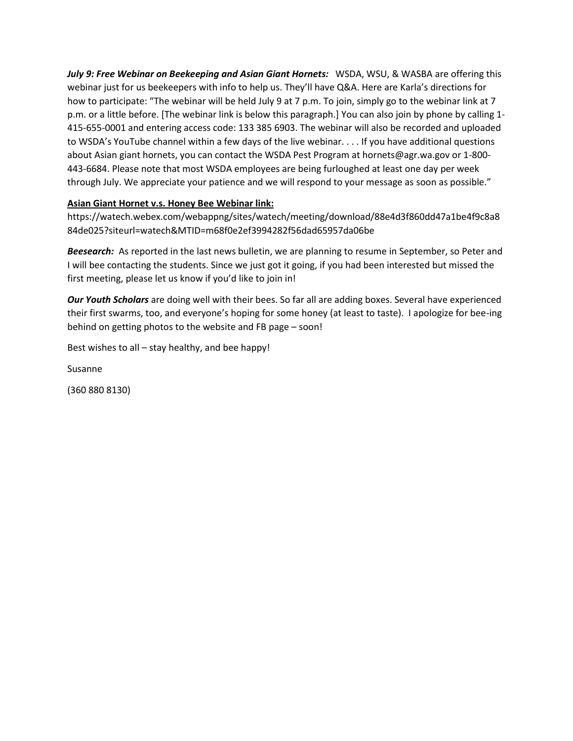***July 9: Free Webinar on Beekeeping and Asian Giant Hornets:*** WSDA, WSU, & WASBA are offering this webinar just for us beekeepers with info to help us. They'll have Q&A. Here are Karla's directions for how to participate: "The webinar will be held July 9 at 7 p.m. To join, simply go to the webinar link at 7 p.m. or a little before. [The webinar link is below this paragraph.] You can also join by phone by calling 1-415-655-0001 and entering access code: 133 385 6903. The webinar will also be recorded and uploaded to WSDA's YouTube channel within a few days of the live webinar. . . . If you have additional questions about Asian giant hornets, you can contact the WSDA Pest Program at hornets@agr.wa.gov or 1-800-443-6684. Please note that most WSDA employees are being furloughed at least one day per week through July. We appreciate your patience and we will respond to your message as soon as possible."

**Asian Giant Hornet v.s. Honey Bee Webinar link:**
https://watech.webex.com/webappng/sites/watech/meeting/download/88e4d3f860dd47a1be4f9c8a884de025?siteurl=watech&MTID=m68f0e2ef3994282f56dad65957da06be

***Beesearch:*** As reported in the last news bulletin, we are planning to resume in September, so Peter and I will bee contacting the students. Since we just got it going, if you had been interested but missed the first meeting, please let us know if you'd like to join in!

***Our Youth Scholars*** are doing well with their bees. So far all are adding boxes. Several have experienced their first swarms, too, and everyone's hoping for some honey (at least to taste). I apologize for bee-ing behind on getting photos to the website and FB page – soon!

Best wishes to all – stay healthy, and bee happy!

Susanne

(360 880 8130)